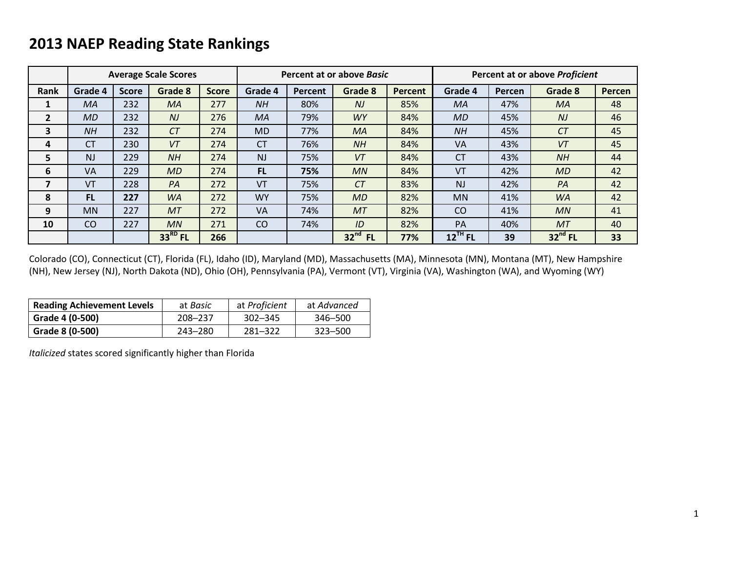# 2013 NAEP Reading State Rankings

| | Average Scale Scores | | | | Percent at or above *Basic* | | | | Percent at or above *Proficient* | | | |
|---|---|---|---|---|---|---|---|---|---|---|---|---|
| **Rank** | **Grade 4** | **Score** | **Grade 8** | **Score** | **Grade 4** | **Percent** | **Grade 8** | **Percent** | **Grade 4** | **Percen** | **Grade 8** | **Percen** |
| **1** | *MA* | 232 | *MA* | 277 | *NH* | 80% | *NJ* | 85% | *MA* | 47% | *MA* | 48 |
| **2** | *MD* | 232 | *NJ* | 276 | *MA* | 79% | *WY* | 84% | *MD* | 45% | *NJ* | 46 |
| **3** | *NH* | 232 | *CT* | 274 | MD | 77% | *MA* | 84% | *NH* | 45% | *CT* | 45 |
| **4** | CT | 230 | *VT* | 274 | CT | 76% | *NH* | 84% | VA | 43% | *VT* | 45 |
| **5** | NJ | 229 | *NH* | 274 | NJ | 75% | *VT* | 84% | CT | 43% | *NH* | 44 |
| **6** | VA | 229 | *MD* | 274 | **FL** | **75%** | *MN* | 84% | VT | 42% | *MD* | 42 |
| **7** | VT | 228 | *PA* | 272 | VT | 75% | *CT* | 83% | NJ | 42% | *PA* | 42 |
| **8** | **FL** | **227** | *WA* | 272 | WY | 75% | *MD* | 82% | MN | 41% | *WA* | 42 |
| **9** | MN | 227 | *MT* | 272 | VA | 74% | *MT* | 82% | CO | 41% | *MN* | 41 |
| **10** | CO | 227 | *MN* | 271 | CO | 74% | *ID* | 82% | PA | 40% | *MT* | 40 |
| | | | **33RD FL** | **266** | | | **32nd FL** | **77%** | **12TH FL** | **39** | **32nd FL** | **33** |

Colorado (CO), Connecticut (CT), Florida (FL), Idaho (ID), Maryland (MD), Massachusetts (MA), Minnesota (MN), Montana (MT), New Hampshire (NH), New Jersey (NJ), North Dakota (ND), Ohio (OH), Pennsylvania (PA), Vermont (VT), Virginia (VA), Washington (WA), and Wyoming (WY)

| **Reading Achievement Levels** | at *Basic* | at *Proficient* | at *Advanced* |
|---|---|---|---|
| **Grade 4 (0-500)** | 208–237 | 302–345 | 346–500 |
| **Grade 8 (0-500)** | 243–280 | 281–322 | 323–500 |

*Italicized* states scored significantly higher than Florida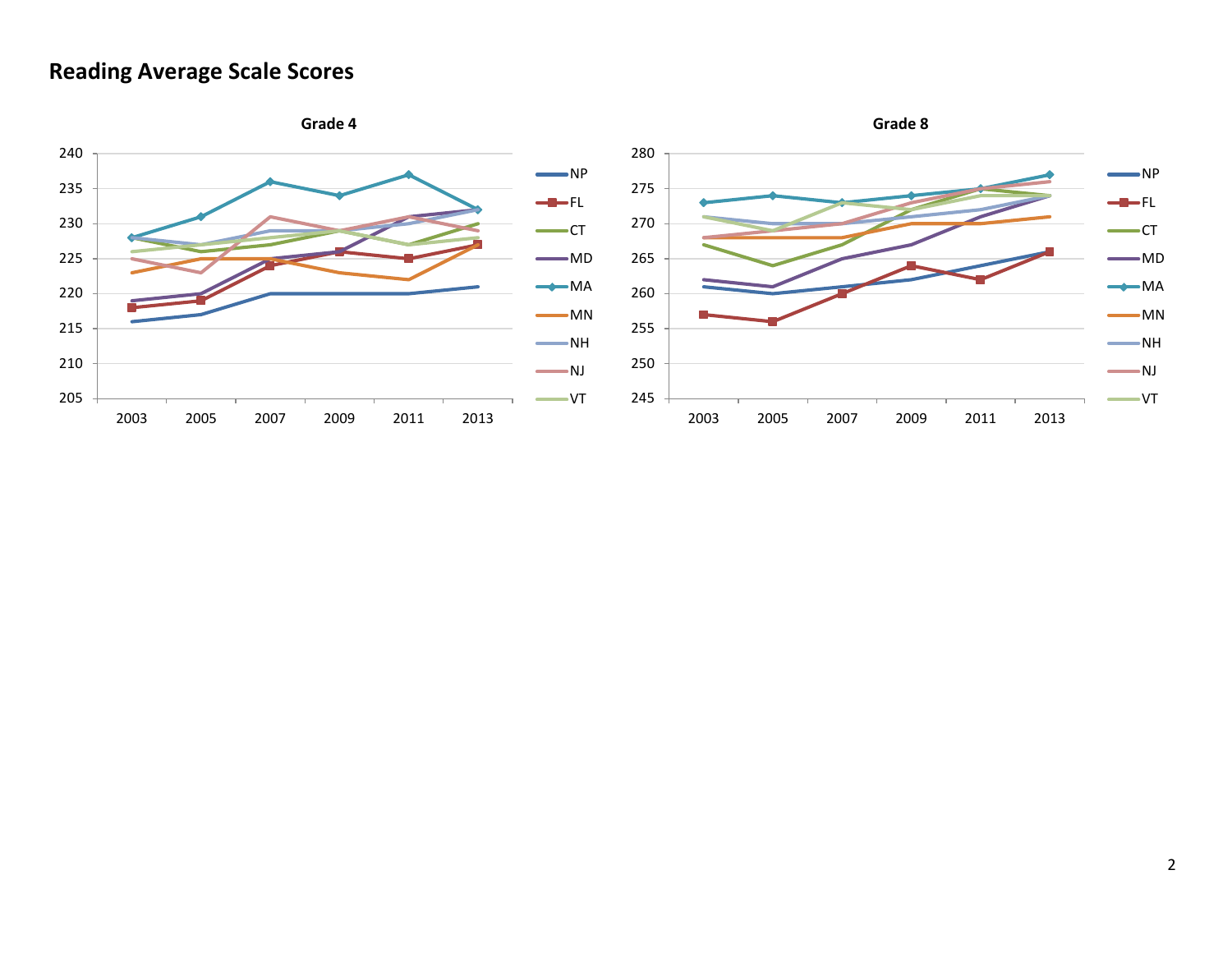# Reading Average Scale Scores

**Grade 4**

**Grade 8**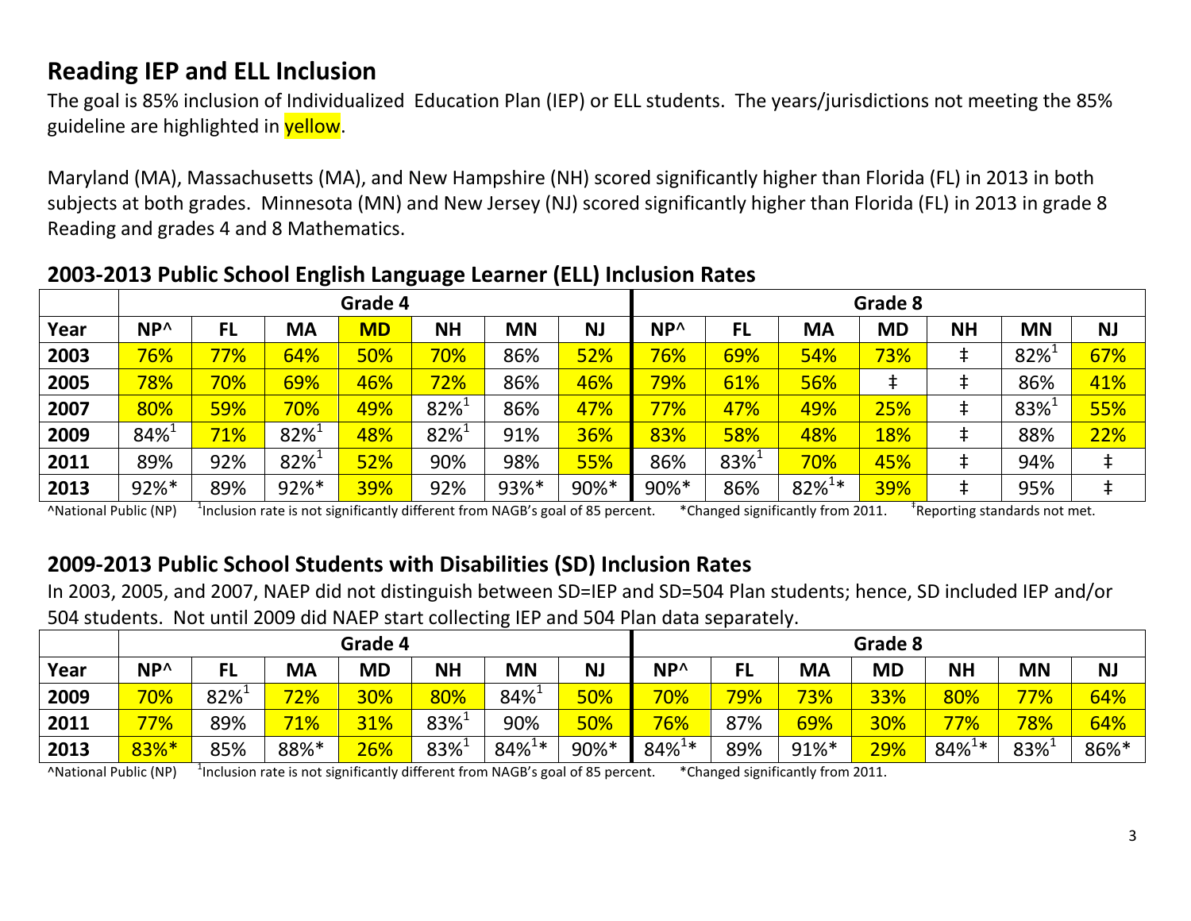## Reading IEP and ELL Inclusion

The goal is 85% inclusion of Individualized Education Plan (IEP) or ELL students. The years/jurisdictions not meeting the 85% guideline are highlighted in yellow.

Maryland (MA), Massachusetts (MA), and New Hampshire (NH) scored significantly higher than Florida (FL) in 2013 in both subjects at both grades. Minnesota (MN) and New Jersey (NJ) scored significantly higher than Florida (FL) in 2013 in grade 8 Reading and grades 4 and 8 Mathematics.

### 2003-2013 Public School English Language Learner (ELL) Inclusion Rates

| | Grade 4 | | | | | | | Grade 8 | | | | | | |
|---|---|---|---|---|---|---|---|---|---|---|---|---|---|---|
| **Year** | **NP^** | **FL** | **MA** | **MD** | **NH** | **MN** | **NJ** | **NP^** | **FL** | **MA** | **MD** | **NH** | **MN** | **NJ** |
| **2003** | 76% | 77% | 64% | 50% | 70% | 86% | 52% | 76% | 69% | 54% | 73% | ‡ | 82%[1] | 67% |
| **2005** | 78% | 70% | 69% | 46% | 72% | 86% | 46% | 79% | 61% | 56% | ‡ | ‡ | 86% | 41% |
| **2007** | 80% | 59% | 70% | 49% | 82%[1] | 86% | 47% | 77% | 47% | 49% | 25% | ‡ | 83%[1] | 55% |
| **2009** | 84%[1] | 71% | 82%[1] | 48% | 82%[1] | 91% | 36% | 83% | 58% | 48% | 18% | ‡ | 88% | 22% |
| **2011** | 89% | 92% | 82%[1] | 52% | 90% | 98% | 55% | 86% | 83%[1] | 70% | 45% | ‡ | 94% | ‡ |
| **2013** | 92%* | 89% | 92%* | 39% | 92% | 93%* | 90%* | 90%* | 86% | 82%[1]* | 39% | ‡ | 95% | ‡ |

^National Public (NP) [1]Inclusion rate is not significantly different from NAGB's goal of 85 percent. *Changed significantly from 2011. ‡Reporting standards not met.

### 2009-2013 Public School Students with Disabilities (SD) Inclusion Rates

In 2003, 2005, and 2007, NAEP did not distinguish between SD=IEP and SD=504 Plan students; hence, SD included IEP and/or 504 students. Not until 2009 did NAEP start collecting IEP and 504 Plan data separately.

| | Grade 4 | | | | | | | Grade 8 | | | | | | |
|---|---|---|---|---|---|---|---|---|---|---|---|---|---|---|
| **Year** | **NP^** | **FL** | **MA** | **MD** | **NH** | **MN** | **NJ** | **NP^** | **FL** | **MA** | **MD** | **NH** | **MN** | **NJ** |
| **2009** | 70% | 82%[1] | 72% | 30% | 80% | 84%[1] | 50% | 70% | 79% | 73% | 33% | 80% | 77% | 64% |
| **2011** | 77% | 89% | 71% | 31% | 83%[1] | 90% | 50% | 76% | 87% | 69% | 30% | 77% | 78% | 64% |
| **2013** | 83%* | 85% | 88%* | 26% | 83%[1] | 84%[1]* | 90%* | 84%[1]* | 89% | 91%* | 29% | 84%[1]* | 83%[1] | 86%* |

^National Public (NP) [1]Inclusion rate is not significantly different from NAGB's goal of 85 percent. *Changed significantly from 2011.